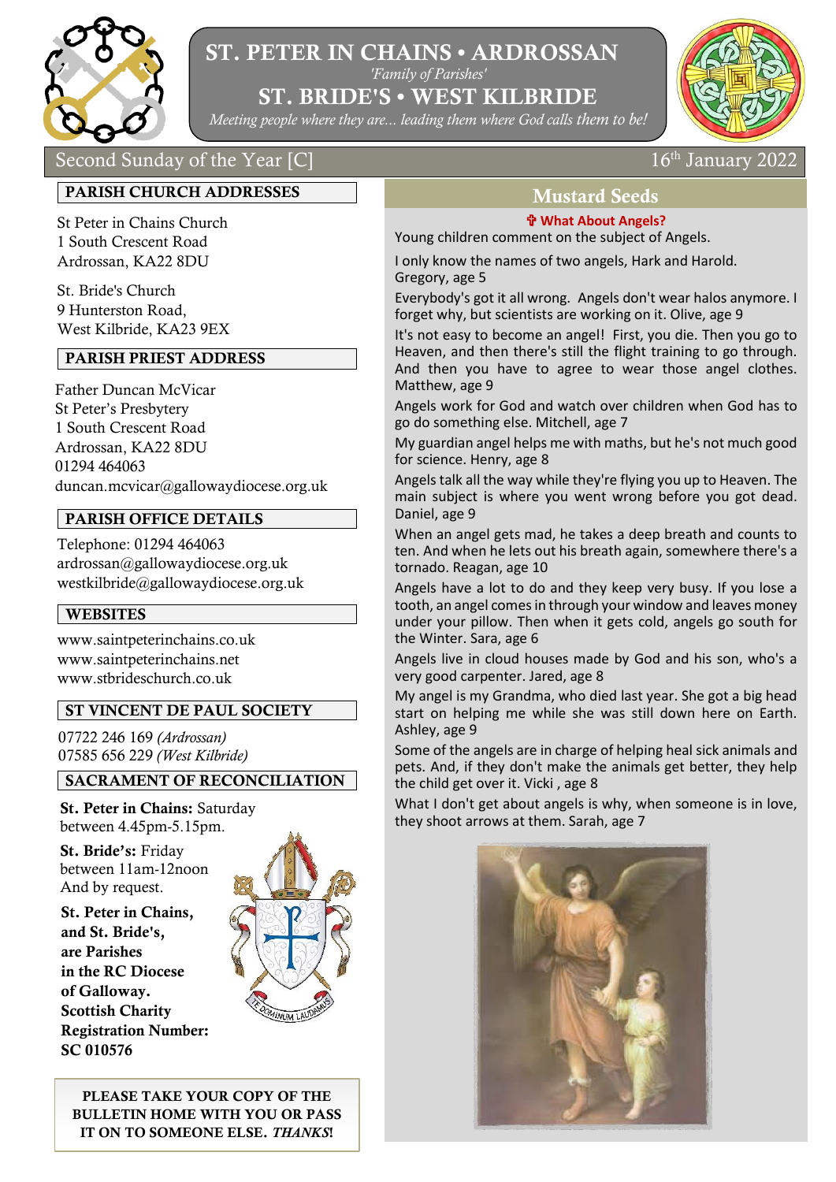# ST. PETER IN CHAINS • ARDROSSAN

*'Family of Parishes'*

# ST. BRIDE'S • WEST KILBRIDE

*Meeting people where they are... leading them where God calls them to be!*

Second Sunday of the Year [C] — 16th January 2022

## PARISH CHURCH ADDRESSES

St Peter in Chains Church
1 South Crescent Road
Ardrossan, KA22 8DU

St. Bride's Church
9 Hunterston Road,
West Kilbride, KA23 9EX

## PARISH PRIEST ADDRESS

Father Duncan McVicar
St Peter's Presbytery
1 South Crescent Road
Ardrossan, KA22 8DU
01294 464063
duncan.mcvicar@gallowaydiocese.org.uk

## PARISH OFFICE DETAILS

Telephone: 01294 464063
ardrossan@gallowaydiocese.org.uk
westkilbride@gallowaydiocese.org.uk

## WEBSITES

www.saintpeterinchains.co.uk
www.saintpeterinchains.net
www.stbrideschurch.co.uk

## ST VINCENT DE PAUL SOCIETY

07722 246 169 *(Ardrossan)*
07585 656 229 *(West Kilbride)*

## SACRAMENT OF RECONCILIATION

**St. Peter in Chains:** Saturday between 4.45pm-5.15pm.

**St. Bride's:** Friday between 11am-12noon And by request.

**St. Peter in Chains, and St. Bride's, are Parishes in the RC Diocese of Galloway. Scottish Charity Registration Number: SC 010576**

**PLEASE TAKE YOUR COPY OF THE BULLETIN HOME WITH YOU OR PASS IT ON TO SOMEONE ELSE. *THANKS*!**

## Mustard Seeds

### ✞ What About Angels?

Young children comment on the subject of Angels.

I only know the names of two angels, Hark and Harold. Gregory, age 5

Everybody's got it all wrong. Angels don't wear halos anymore. I forget why, but scientists are working on it. Olive, age 9

It's not easy to become an angel! First, you die. Then you go to Heaven, and then there's still the flight training to go through. And then you have to agree to wear those angel clothes. Matthew, age 9

Angels work for God and watch over children when God has to go do something else. Mitchell, age 7

My guardian angel helps me with maths, but he's not much good for science. Henry, age 8

Angels talk all the way while they're flying you up to Heaven. The main subject is where you went wrong before you got dead. Daniel, age 9

When an angel gets mad, he takes a deep breath and counts to ten. And when he lets out his breath again, somewhere there's a tornado. Reagan, age 10

Angels have a lot to do and they keep very busy. If you lose a tooth, an angel comes in through your window and leaves money under your pillow. Then when it gets cold, angels go south for the Winter. Sara, age 6

Angels live in cloud houses made by God and his son, who's a very good carpenter. Jared, age 8

My angel is my Grandma, who died last year. She got a big head start on helping me while she was still down here on Earth. Ashley, age 9

Some of the angels are in charge of helping heal sick animals and pets. And, if they don't make the animals get better, they help the child get over it. Vicki , age 8

What I don't get about angels is why, when someone is in love, they shoot arrows at them. Sarah, age 7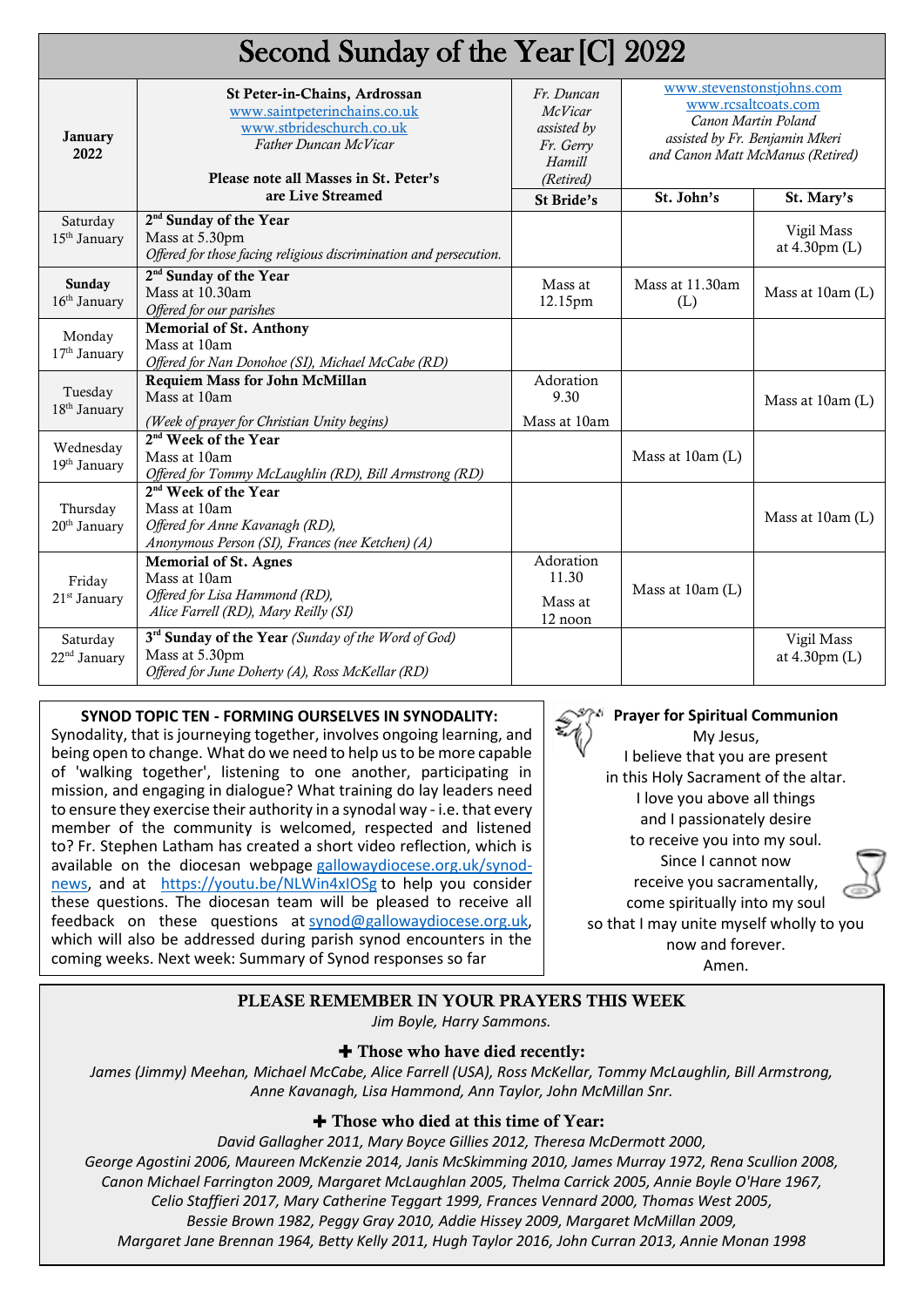# Second Sunday of the Year [C] 2022

| January 2022 | **St Peter-in-Chains, Ardrossan** www.saintpeterinchains.co.uk www.stbrideschurch.co.uk *Father Duncan McVicar* **Please note all Masses in St. Peter's are Live Streamed** | *Fr. Duncan McVicar assisted by Fr. Gerry Hamill (Retired)* | www.stevenstonstjohns.com www.rcsaltcoats.com *Canon Martin Poland assisted by Fr. Benjamin Mkeri and Canon Matt McManus (Retired)* | |
|---|---|---|---|---|
| | | **St Bride's** | **St. John's** | **St. Mary's** |
| Saturday 15th January | **2nd Sunday of the Year** Mass at 5.30pm *Offered for those facing religious discrimination and persecution.* | | | Vigil Mass at 4.30pm (L) |
| **Sunday 16th January** | **2nd Sunday of the Year** Mass at 10.30am *Offered for our parishes* | Mass at 12.15pm | Mass at 11.30am (L) | Mass at 10am (L) |
| Monday 17th January | **Memorial of St. Anthony** Mass at 10am *Offered for Nan Donohoe (SI), Michael McCabe (RD)* | | | |
| Tuesday 18th January | **Requiem Mass for John McMillan** Mass at 10am *(Week of prayer for Christian Unity begins)* | Adoration 9.30 Mass at 10am | | Mass at 10am (L) |
| Wednesday 19th January | **2nd Week of the Year** Mass at 10am *Offered for Tommy McLaughlin (RD), Bill Armstrong (RD)* | | Mass at 10am (L) | |
| Thursday 20th January | **2nd Week of the Year** Mass at 10am *Offered for Anne Kavanagh (RD), Anonymous Person (SI), Frances (nee Ketchen) (A)* | | | Mass at 10am (L) |
| Friday 21st January | **Memorial of St. Agnes** Mass at 10am *Offered for Lisa Hammond (RD), Alice Farrell (RD), Mary Reilly (SI)* | Adoration 11.30 Mass at 12 noon | Mass at 10am (L) | |
| Saturday 22nd January | **3rd Sunday of the Year** *(Sunday of the Word of God)* Mass at 5.30pm *Offered for June Doherty (A), Ross McKellar (RD)* | | | Vigil Mass at 4.30pm (L) |

**SYNOD TOPIC TEN - FORMING OURSELVES IN SYNODALITY:**

Synodality, that is journeying together, involves ongoing learning, and being open to change. What do we need to help us to be more capable of 'walking together', listening to one another, participating in mission, and engaging in dialogue? What training do lay leaders need to ensure they exercise their authority in a synodal way - i.e. that every member of the community is welcomed, respected and listened to? Fr. Stephen Latham has created a short video reflection, which is available on the diocesan webpage gallowaydiocese.org.uk/synod-news, and at https://youtu.be/NLWin4xIOSg to help you consider these questions. The diocesan team will be pleased to receive all feedback on these questions at synod@gallowaydiocese.org.uk, which will also be addressed during parish synod encounters in the coming weeks. Next week: Summary of Synod responses so far

**Prayer for Spiritual Communion**

My Jesus,
I believe that you are present
in this Holy Sacrament of the altar.
I love you above all things
and I passionately desire
to receive you into my soul.
Since I cannot now
receive you sacramentally,
come spiritually into my soul
so that I may unite myself wholly to you
now and forever.
Amen.

## PLEASE REMEMBER IN YOUR PRAYERS THIS WEEK

*Jim Boyle, Harry Sammons.*

### ✚ Those who have died recently:

*James (Jimmy) Meehan, Michael McCabe, Alice Farrell (USA), Ross McKellar, Tommy McLaughlin, Bill Armstrong, Anne Kavanagh, Lisa Hammond, Ann Taylor, John McMillan Snr.*

### ✚ Those who died at this time of Year:

*David Gallagher 2011, Mary Boyce Gillies 2012, Theresa McDermott 2000, George Agostini 2006, Maureen McKenzie 2014, Janis McSkimming 2010, James Murray 1972, Rena Scullion 2008, Canon Michael Farrington 2009, Margaret McLaughlan 2005, Thelma Carrick 2005, Annie Boyle O'Hare 1967, Celio Staffieri 2017, Mary Catherine Teggart 1999, Frances Vennard 2000, Thomas West 2005, Bessie Brown 1982, Peggy Gray 2010, Addie Hissey 2009, Margaret McMillan 2009, Margaret Jane Brennan 1964, Betty Kelly 2011, Hugh Taylor 2016, John Curran 2013, Annie Monan 1998*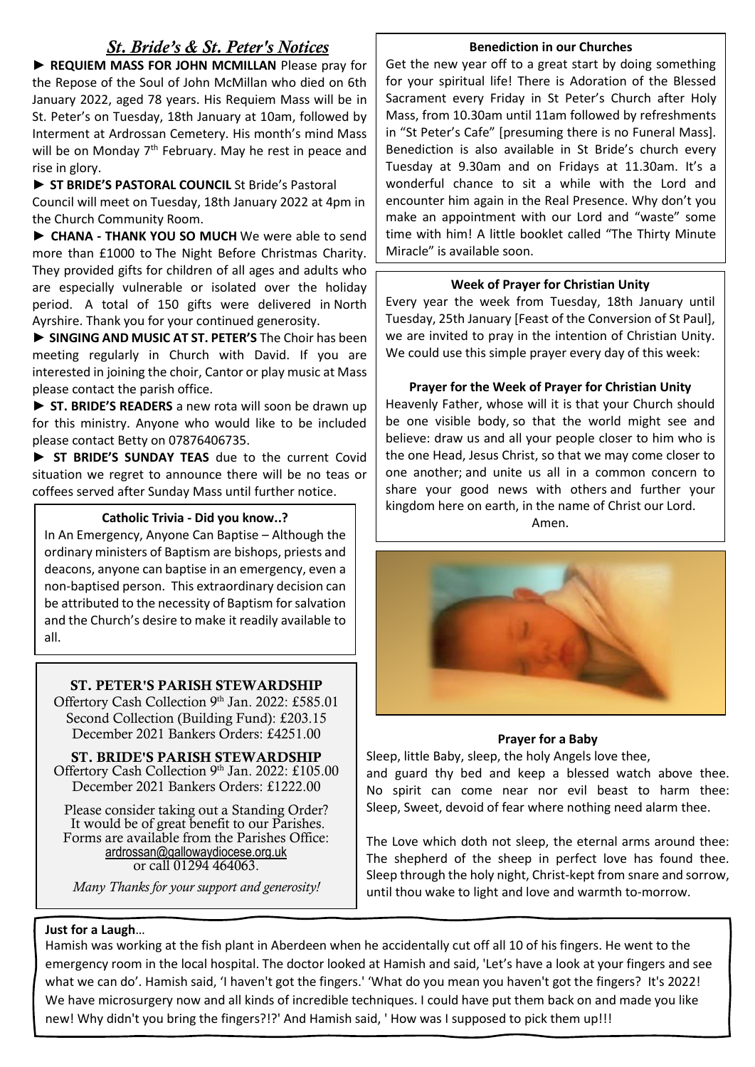## *St. Bride's & St. Peter's Notices*

► **REQUIEM MASS FOR JOHN MCMILLAN** Please pray for the Repose of the Soul of John McMillan who died on 6th January 2022, aged 78 years. His Requiem Mass will be in St. Peter's on Tuesday, 18th January at 10am, followed by Interment at Ardrossan Cemetery. His month's mind Mass will be on Monday 7th February. May he rest in peace and rise in glory.

► **ST BRIDE'S PASTORAL COUNCIL** St Bride's Pastoral Council will meet on Tuesday, 18th January 2022 at 4pm in the Church Community Room.

► **CHANA - THANK YOU SO MUCH** We were able to send more than £1000 to The Night Before Christmas Charity. They provided gifts for children of all ages and adults who are especially vulnerable or isolated over the holiday period. A total of 150 gifts were delivered in North Ayrshire. Thank you for your continued generosity.

► **SINGING AND MUSIC AT ST. PETER'S** The Choir has been meeting regularly in Church with David. If you are interested in joining the choir, Cantor or play music at Mass please contact the parish office.

► **ST. BRIDE'S READERS** a new rota will soon be drawn up for this ministry. Anyone who would like to be included please contact Betty on 07876406735.

► **ST BRIDE'S SUNDAY TEAS** due to the current Covid situation we regret to announce there will be no teas or coffees served after Sunday Mass until further notice.

### Catholic Trivia - Did you know..?

In An Emergency, Anyone Can Baptise – Although the ordinary ministers of Baptism are bishops, priests and deacons, anyone can baptise in an emergency, even a non-baptised person. This extraordinary decision can be attributed to the necessity of Baptism for salvation and the Church's desire to make it readily available to all.

### ST. PETER'S PARISH STEWARDSHIP

Offertory Cash Collection 9th Jan. 2022: £585.01
Second Collection (Building Fund): £203.15
December 2021 Bankers Orders: £4251.00

### ST. BRIDE'S PARISH STEWARDSHIP

Offertory Cash Collection 9th Jan. 2022: £105.00
December 2021 Bankers Orders: £1222.00

Please consider taking out a Standing Order? It would be of great benefit to our Parishes. Forms are available from the Parishes Office: ardrossan@gallowaydiocese.org.uk or call 01294 464063.

*Many Thanks for your support and generosity!*

### Benediction in our Churches

Get the new year off to a great start by doing something for your spiritual life! There is Adoration of the Blessed Sacrament every Friday in St Peter's Church after Holy Mass, from 10.30am until 11am followed by refreshments in "St Peter's Cafe" [presuming there is no Funeral Mass]. Benediction is also available in St Bride's church every Tuesday at 9.30am and on Fridays at 11.30am. It's a wonderful chance to sit a while with the Lord and encounter him again in the Real Presence. Why don't you make an appointment with our Lord and "waste" some time with him! A little booklet called "The Thirty Minute Miracle" is available soon.

### Week of Prayer for Christian Unity

Every year the week from Tuesday, 18th January until Tuesday, 25th January [Feast of the Conversion of St Paul], we are invited to pray in the intention of Christian Unity. We could use this simple prayer every day of this week:

**Prayer for the Week of Prayer for Christian Unity**

Heavenly Father, whose will it is that your Church should be one visible body, so that the world might see and believe: draw us and all your people closer to him who is the one Head, Jesus Christ, so that we may come closer to one another; and unite us all in a common concern to share your good news with others and further your kingdom here on earth, in the name of Christ our Lord.
Amen.

### Prayer for a Baby

Sleep, little Baby, sleep, the holy Angels love thee,
and guard thy bed and keep a blessed watch above thee. No spirit can come near nor evil beast to harm thee: Sleep, Sweet, devoid of fear where nothing need alarm thee.

The Love which doth not sleep, the eternal arms around thee: The shepherd of the sheep in perfect love has found thee. Sleep through the holy night, Christ-kept from snare and sorrow, until thou wake to light and love and warmth to-morrow.

**Just for a Laugh**…

Hamish was working at the fish plant in Aberdeen when he accidentally cut off all 10 of his fingers. He went to the emergency room in the local hospital. The doctor looked at Hamish and said, 'Let's have a look at your fingers and see what we can do'. Hamish said, 'I haven't got the fingers.' 'What do you mean you haven't got the fingers? It's 2022! We have microsurgery now and all kinds of incredible techniques. I could have put them back on and made you like new! Why didn't you bring the fingers?!?' And Hamish said, ' How was I supposed to pick them up!!!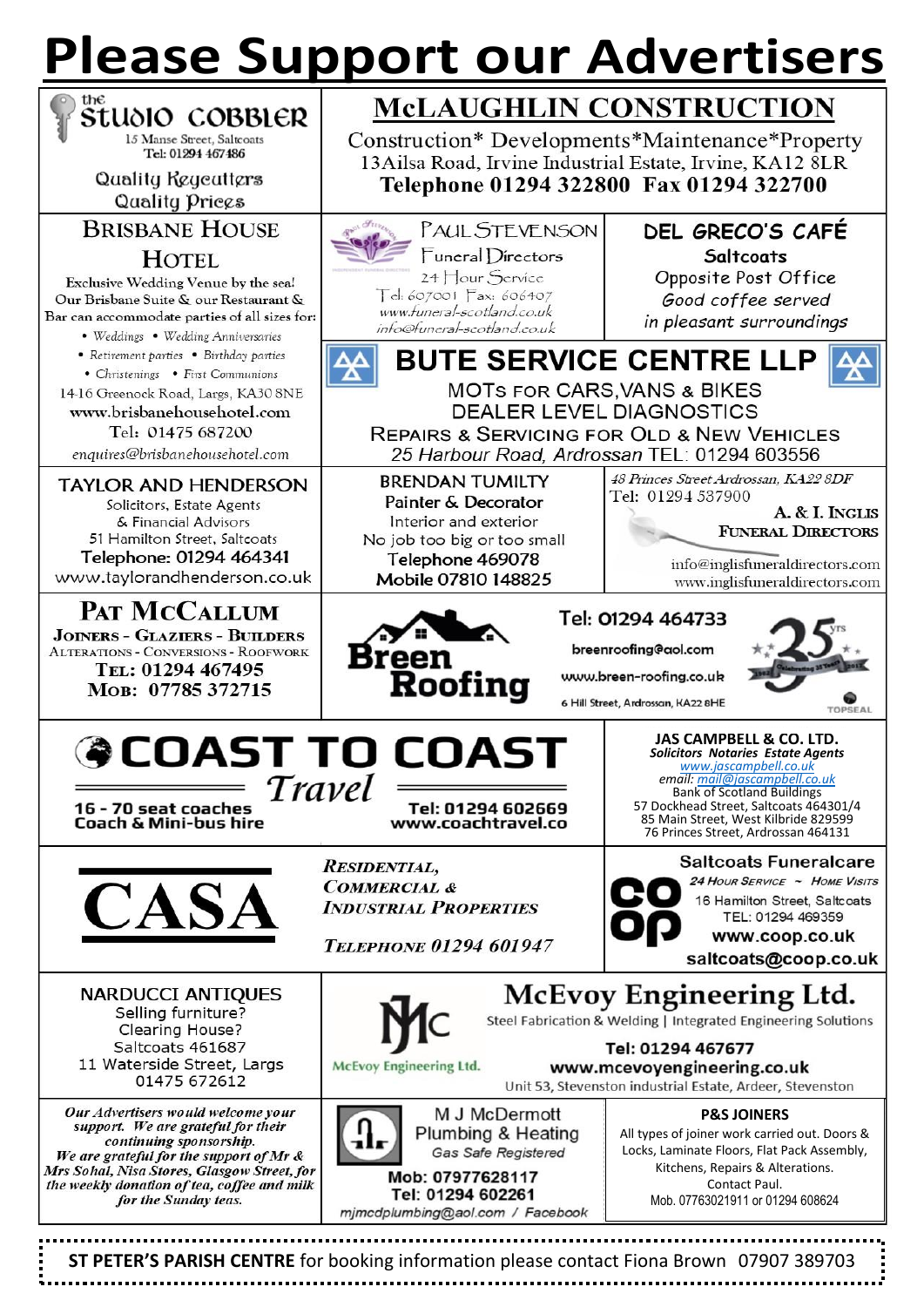# Please Support our Advertisers

**the Studio Cobbler**
15 Manse Street, Saltcoats
Tel: 01294 467486
Quality Keycutters
Quality Prices

**McLAUGHLIN CONSTRUCTION**
Construction* Developments*Maintenance*Property
13Ailsa Road, Irvine Industrial Estate, Irvine, KA12 8LR
**Telephone 01294 322800 Fax 01294 322700**

**BRISBANE HOUSE HOTEL**
Exclusive Wedding Venue by the sea!
Our Brisbane Suite & our Restaurant & Bar can accommodate parties of all sizes for:

- Weddings
- Wedding Anniversaries
- Retirement parties
- Birthday parties
- Christenings
- First Communions

14-16 Greenock Road, Largs, KA30 8NE
www.brisbanehousehotel.com
Tel: 01475 687200
enquires@brisbanehousehotel.com

**PAUL STEVENSON Funeral Directors**
24 Hour Service
Tel: 607001 Fax: 606407
www.funeral-scotland.co.uk
info@funeral-scotland.co.uk

**DEL GRECO'S CAFÉ**
Saltcoats
Opposite Post Office
Good coffee served
in pleasant surroundings

**BUTE SERVICE CENTRE LLP**
MOTs for Cars, Vans & Bikes
Dealer Level Diagnostics
Repairs & Servicing for Old & New Vehicles
25 Harbour Road, Ardrossan TEL: 01294 603556

**TAYLOR AND HENDERSON**
Solicitors, Estate Agents
& Financial Advisors
51 Hamilton Street, Saltcoats
Telephone: 01294 464341
www.taylorandhenderson.co.uk

**BRENDAN TUMILTY**
Painter & Decorator
Interior and exterior
No job too big or too small
Telephone 469078
Mobile 07810 148825

48 Princes Street Ardrossan, KA22 8DF
Tel: 01294 537900
**A. & I. Inglis Funeral Directors**
info@inglisfuneraldirectors.com
www.inglisfuneraldirectors.com

**PAT McCALLUM**
Joiners - Glaziers - Builders
Alterations - Conversions - Roofwork
Tel: 01294 467495
Mob: 07785 372715

**Breen Roofing**
Tel: 01294 464733
breenroofing@aol.com
www.breen-roofing.co.uk
6 Hill Street, Ardrossan, KA22 8HE
35 yrs — Celebrating 35 Years
TOPSEAL

**COAST TO COAST Travel**
16 - 70 seat coaches
Coach & Mini-bus hire
Tel: 01294 602669
www.coachtravel.co

**JAS CAMPBELL & CO. LTD.**
*Solicitors Notaries Estate Agents*
www.jascampbell.co.uk
email: mail@jascampbell.co.uk
Bank of Scotland Buildings
57 Dockhead Street, Saltcoats 464301/4
85 Main Street, West Kilbride 829599
76 Princes Street, Ardrossan 464131

**CASA**
*Residential, Commercial & Industrial Properties*
*Telephone 01294 601947*

**Saltcoats Funeralcare**
co-op
24 Hour Service ~ Home Visits
16 Hamilton Street, Saltcoats
TEL: 01294 469359
www.coop.co.uk
saltcoats@coop.co.uk

**NARDUCCI ANTIQUES**
Selling furniture?
Clearing House?
Saltcoats 461687
11 Waterside Street, Largs
01475 672612

**McEvoy Engineering Ltd.**
Steel Fabrication & Welding | Integrated Engineering Solutions
Tel: 01294 467677
www.mcevoyengineering.co.uk
Unit 53, Stevenston industrial Estate, Ardeer, Stevenston

*Our Advertisers would welcome your support. We are grateful for their continuing sponsorship.*
*We are grateful for the support of Mr & Mrs Sohal, Nisa Stores, Glasgow Street, for the weekly donation of tea, coffee and milk for the Sunday teas.*

**M J McDermott**
Plumbing & Heating
Gas Safe Registered
Mob: 07977628117
Tel: 01294 602261
mjmcdplumbing@aol.com / Facebook

**P&S JOINERS**
All types of joiner work carried out. Doors & Locks, Laminate Floors, Flat Pack Assembly, Kitchens, Repairs & Alterations.
Contact Paul.
Mob. 07763021911 or 01294 608624

**ST PETER'S PARISH CENTRE** for booking information please contact Fiona Brown 07907 389703